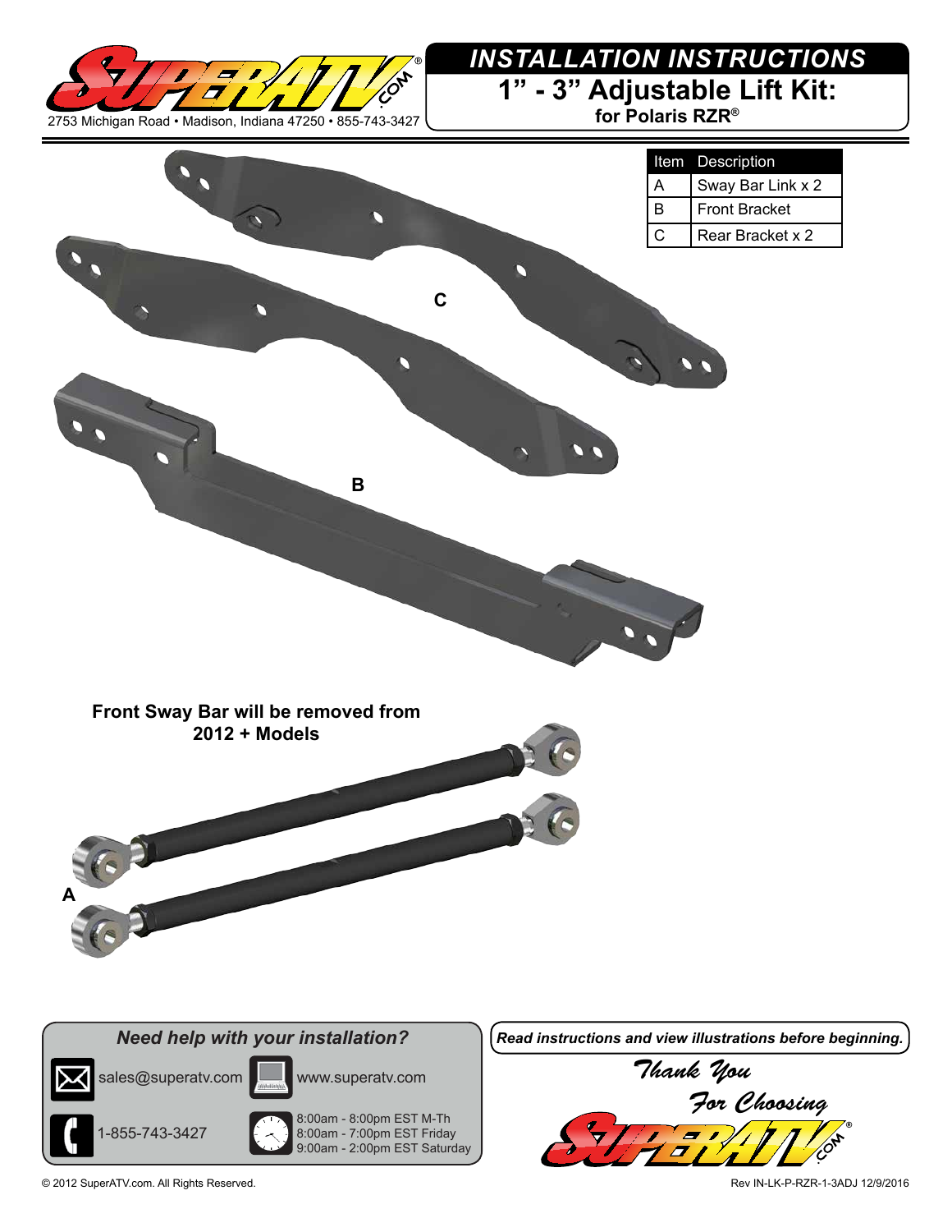2753 Michigan Road • Madison, Indiana 47250 • 855-743-3427

# *INSTALLATION INSTRUCTIONS*

## 1" - 3" Adjustable Lift Kit:

**for Polaris RZR®**

| Item | Description |
|---|---|
| A | Sway Bar Link x 2 |
| B | Front Bracket |
| C | Rear Bracket x 2 |

C

B

**Front Sway Bar will be removed from 2012 + Models**

A

### *Need help with your installation?*

sales@superatv.com

www.superatv.com

1-855-743-3427

8:00am - 8:00pm EST M-Th
8:00am - 7:00pm EST Friday
9:00am - 2:00pm EST Saturday

***Read instructions and view illustrations before beginning.***

*Thank You For Choosing*

© 2012 SuperATV.com. All Rights Reserved.

Rev IN-LK-P-RZR-1-3ADJ 12/9/2016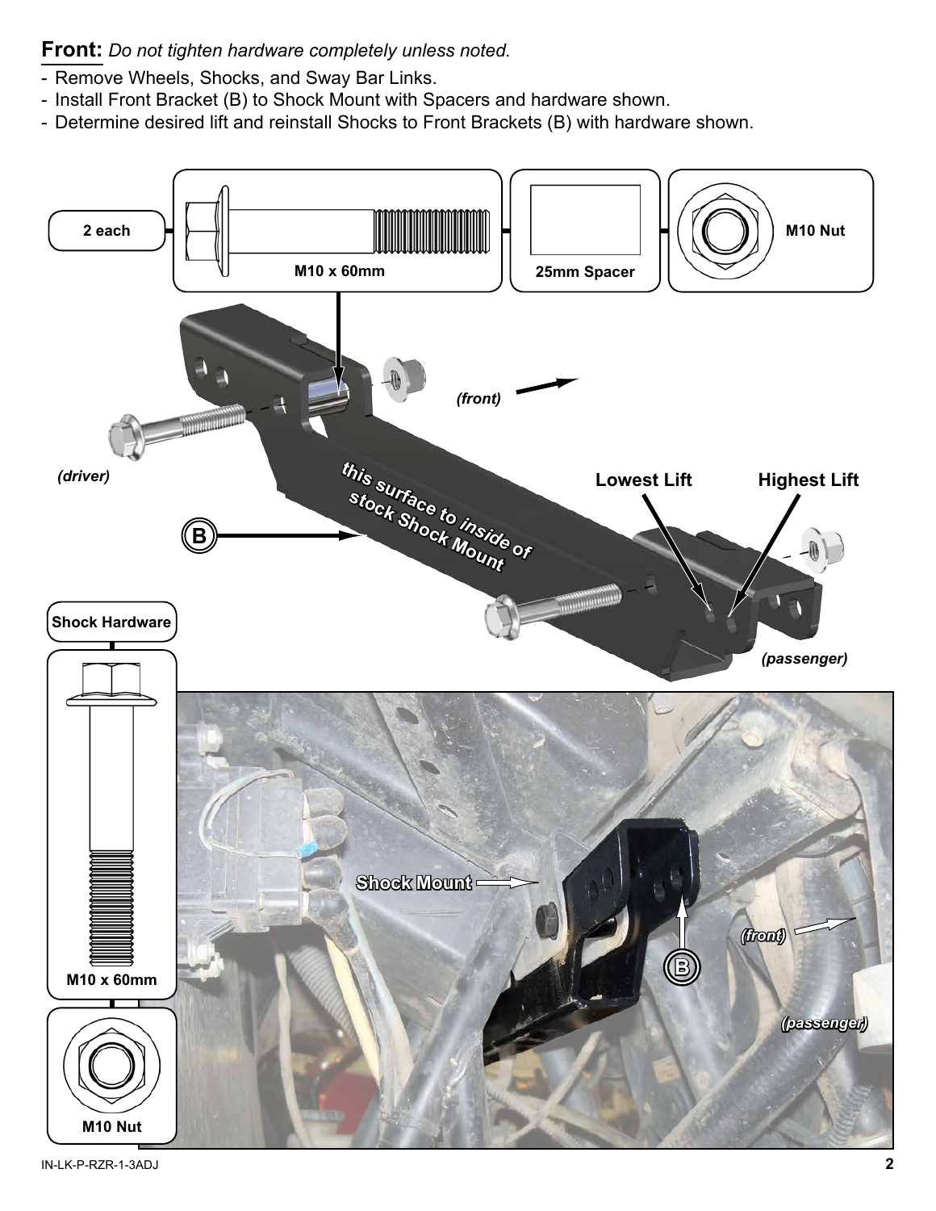**Front:** *Do not tighten hardware completely unless noted.*

- Remove Wheels, Shocks, and Sway Bar Links.
- Install Front Bracket (B) to Shock Mount with Spacers and hardware shown.
- Determine desired lift and reinstall Shocks to Front Brackets (B) with hardware shown.

2 each

M10 x 60mm

25mm Spacer

M10 Nut

*(front)*

*(driver)*

*this surface to inside of stock Shock Mount*

B

Lowest Lift

Highest Lift

*(passenger)*

Shock Hardware

M10 x 60mm

M10 Nut

Shock Mount

*(front)*

B

*(passenger)*

IN-LK-P-RZR-1-3ADJ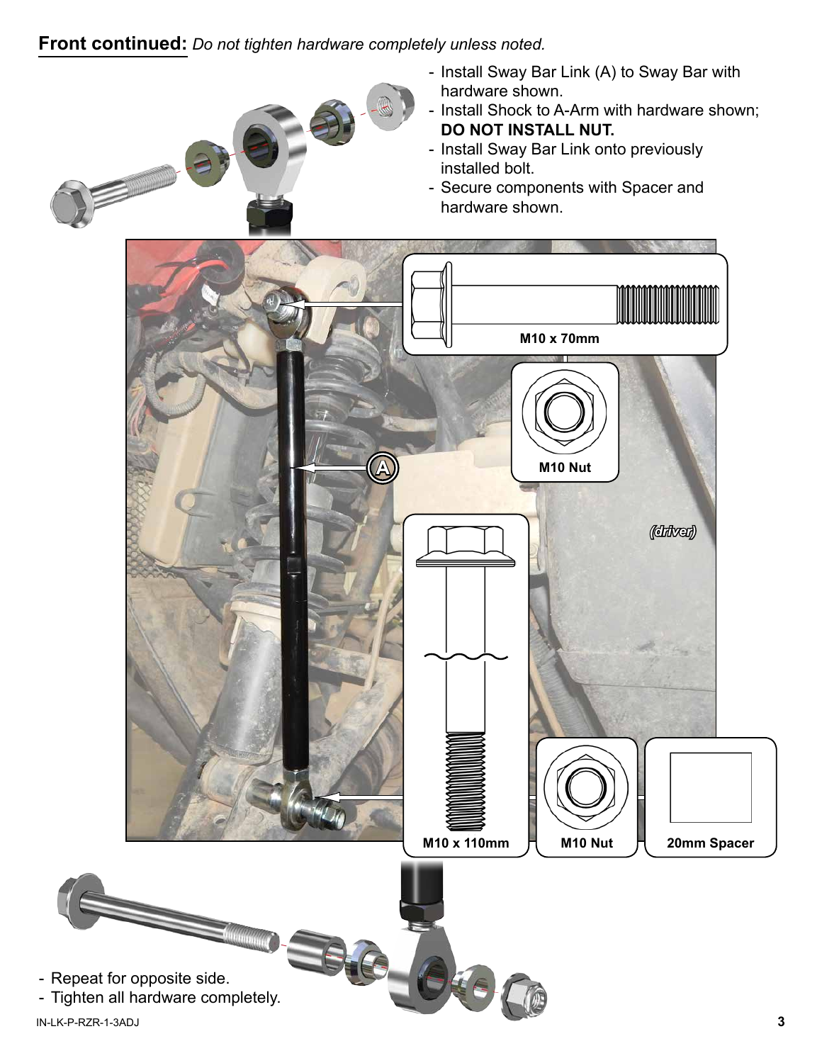**Front continued:** *Do not tighten hardware completely unless noted.*

- Install Sway Bar Link (A) to Sway Bar with hardware shown.
- Install Shock to A-Arm with hardware shown; **DO NOT INSTALL NUT.**
- Install Sway Bar Link onto previously installed bolt.
- Secure components with Spacer and hardware shown.

M10 x 70mm

M10 Nut

A

*(driver)*

M10 x 110mm

M10 Nut

20mm Spacer

- Repeat for opposite side.
- Tighten all hardware completely.

IN-LK-P-RZR-1-3ADJ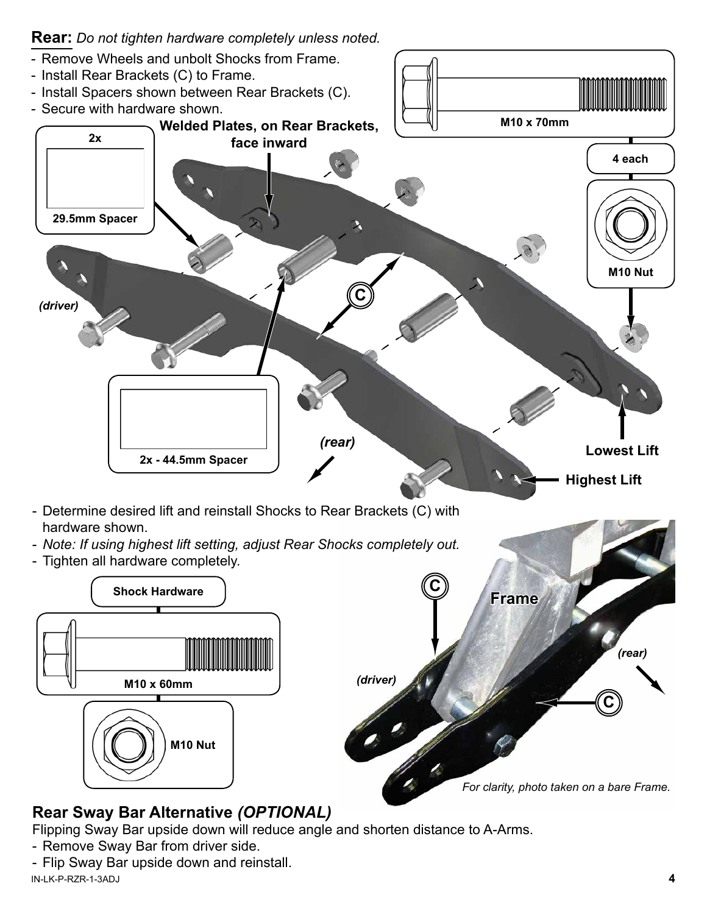**Rear:** *Do not tighten hardware completely unless noted.*

- Remove Wheels and unbolt Shocks from Frame.
- Install Rear Brackets (C) to Frame.
- Install Spacers shown between Rear Brackets (C).
- Secure with hardware shown.

**Welded Plates, on Rear Brackets, face inward**

2x — 29.5mm Spacer

2x - 44.5mm Spacer

M10 x 70mm — 4 each — M10 Nut

*(driver)* *(rear)*

**Lowest Lift**

**Highest Lift**

- Determine desired lift and reinstall Shocks to Rear Brackets (C) with hardware shown.
- *Note: If using highest lift setting, adjust Rear Shocks completely out.*
- Tighten all hardware completely.

**Shock Hardware**

M10 x 60mm

M10 Nut

Frame

*(driver)* *(rear)*

*For clarity, photo taken on a bare Frame.*

## Rear Sway Bar Alternative *(OPTIONAL)*

Flipping Sway Bar upside down will reduce angle and shorten distance to A-Arms.

- Remove Sway Bar from driver side.
- Flip Sway Bar upside down and reinstall.

IN-LK-P-RZR-1-3ADJ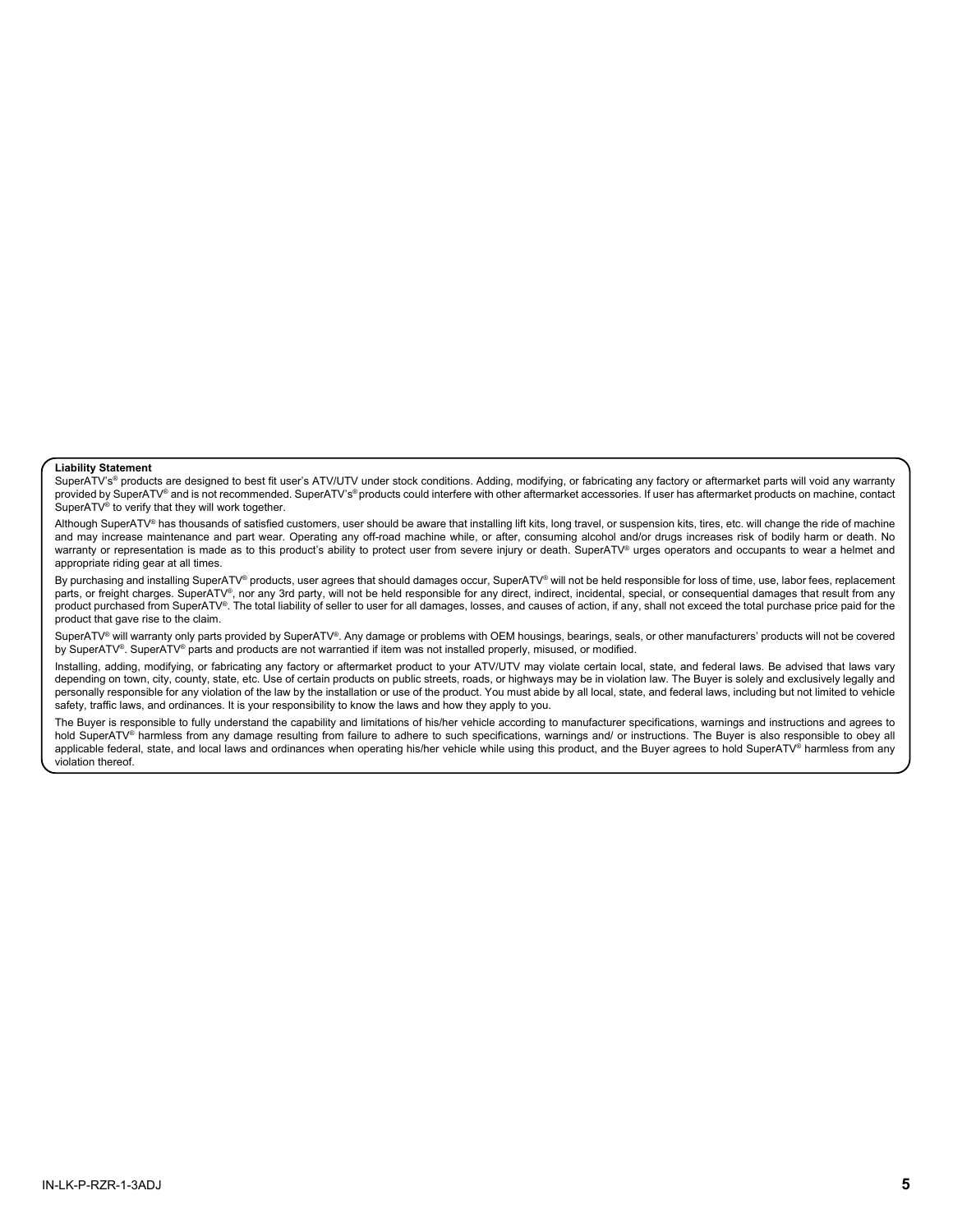**Liability Statement**

SuperATV's® products are designed to best fit user's ATV/UTV under stock conditions. Adding, modifying, or fabricating any factory or aftermarket parts will void any warranty provided by SuperATV® and is not recommended. SuperATV's® products could interfere with other aftermarket accessories. If user has aftermarket products on machine, contact SuperATV® to verify that they will work together.

Although SuperATV® has thousands of satisfied customers, user should be aware that installing lift kits, long travel, or suspension kits, tires, etc. will change the ride of machine and may increase maintenance and part wear. Operating any off-road machine while, or after, consuming alcohol and/or drugs increases risk of bodily harm or death. No warranty or representation is made as to this product's ability to protect user from severe injury or death. SuperATV® urges operators and occupants to wear a helmet and appropriate riding gear at all times.

By purchasing and installing SuperATV® products, user agrees that should damages occur, SuperATV® will not be held responsible for loss of time, use, labor fees, replacement parts, or freight charges. SuperATV®, nor any 3rd party, will not be held responsible for any direct, indirect, incidental, special, or consequential damages that result from any product purchased from SuperATV®. The total liability of seller to user for all damages, losses, and causes of action, if any, shall not exceed the total purchase price paid for the product that gave rise to the claim.

SuperATV® will warranty only parts provided by SuperATV®. Any damage or problems with OEM housings, bearings, seals, or other manufacturers' products will not be covered by SuperATV®. SuperATV® parts and products are not warrantied if item was not installed properly, misused, or modified.

Installing, adding, modifying, or fabricating any factory or aftermarket product to your ATV/UTV may violate certain local, state, and federal laws. Be advised that laws vary depending on town, city, county, state, etc. Use of certain products on public streets, roads, or highways may be in violation law. The Buyer is solely and exclusively legally and personally responsible for any violation of the law by the installation or use of the product. You must abide by all local, state, and federal laws, including but not limited to vehicle safety, traffic laws, and ordinances. It is your responsibility to know the laws and how they apply to you.

The Buyer is responsible to fully understand the capability and limitations of his/her vehicle according to manufacturer specifications, warnings and instructions and agrees to hold SuperATV® harmless from any damage resulting from failure to adhere to such specifications, warnings and/ or instructions. The Buyer is also responsible to obey all applicable federal, state, and local laws and ordinances when operating his/her vehicle while using this product, and the Buyer agrees to hold SuperATV® harmless from any violation thereof.